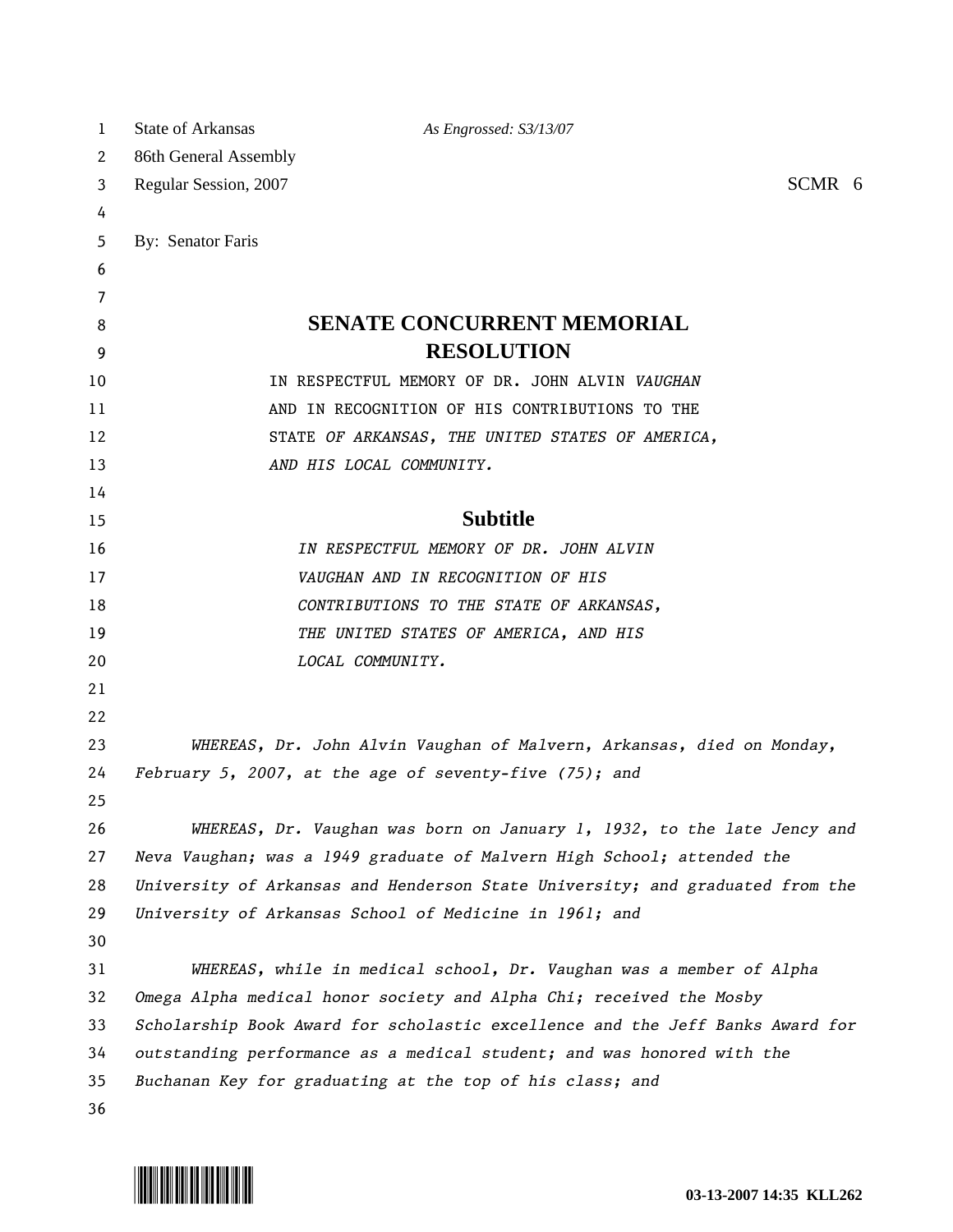State of Arkansas *As Engrossed: S3/13/07*
86th General Assembly
Regular Session, 2007 SCMR 6

By: Senator Faris

# SENATE CONCURRENT MEMORIAL RESOLUTION

IN RESPECTFUL MEMORY OF DR. JOHN ALVIN *VAUGHAN* AND IN RECOGNITION OF HIS CONTRIBUTIONS TO THE STATE *OF ARKANSAS, THE UNITED STATES OF AMERICA, AND HIS LOCAL COMMUNITY.*

## Subtitle

*IN RESPECTFUL MEMORY OF DR. JOHN ALVIN VAUGHAN AND IN RECOGNITION OF HIS CONTRIBUTIONS TO THE STATE OF ARKANSAS, THE UNITED STATES OF AMERICA, AND HIS LOCAL COMMUNITY.*

*WHEREAS, Dr. John Alvin Vaughan of Malvern, Arkansas, died on Monday, February 5, 2007, at the age of seventy-five (75); and*

*WHEREAS, Dr. Vaughan was born on January 1, 1932, to the late Jency and Neva Vaughan; was a 1949 graduate of Malvern High School; attended the University of Arkansas and Henderson State University; and graduated from the University of Arkansas School of Medicine in 1961; and*

*WHEREAS, while in medical school, Dr. Vaughan was a member of Alpha Omega Alpha medical honor society and Alpha Chi; received the Mosby Scholarship Book Award for scholastic excellence and the Jeff Banks Award for outstanding performance as a medical student; and was honored with the Buchanan Key for graduating at the top of his class; and*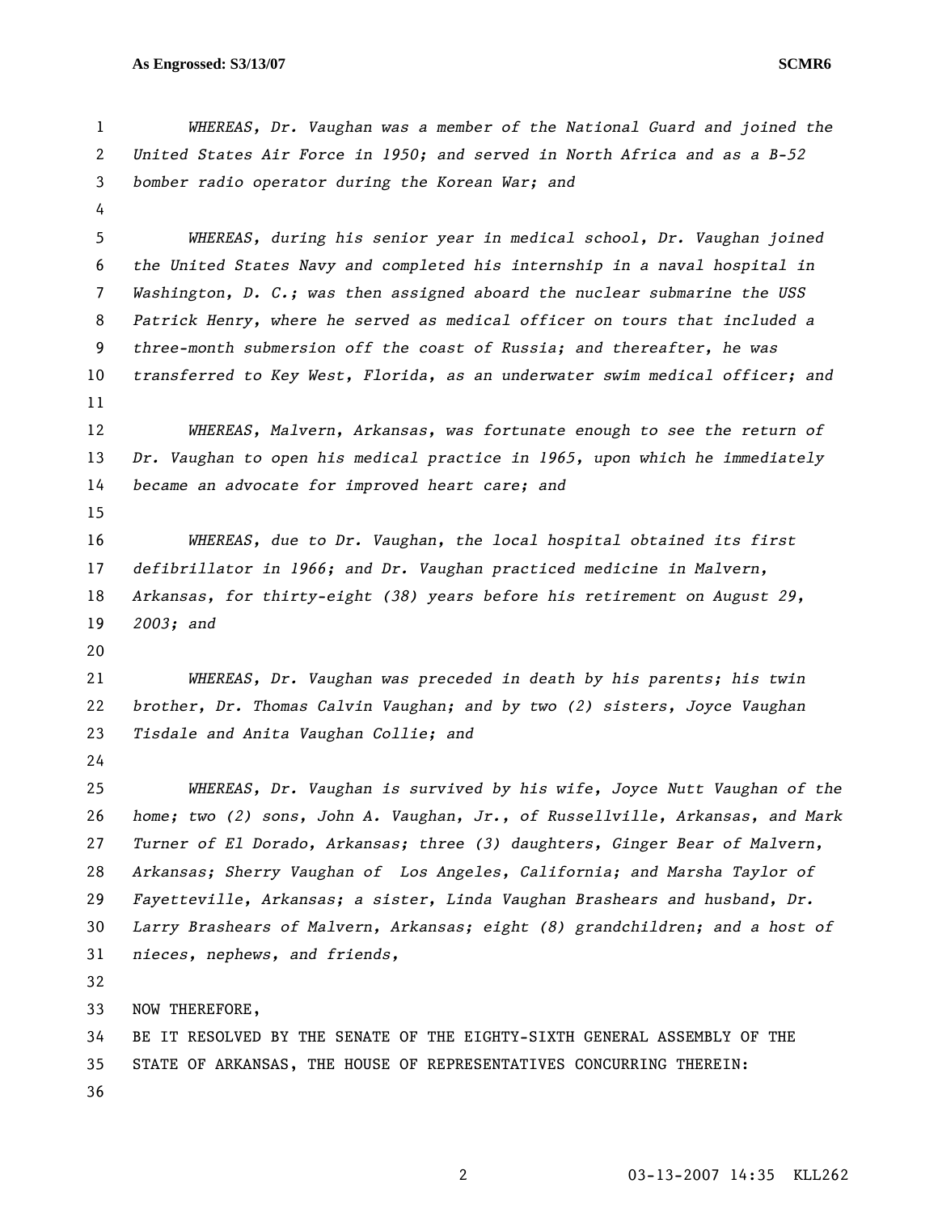*WHEREAS, Dr. Vaughan was a member of the National Guard and joined the United States Air Force in 1950; and served in North Africa and as a B-52 bomber radio operator during the Korean War; and*

*WHEREAS, during his senior year in medical school, Dr. Vaughan joined the United States Navy and completed his internship in a naval hospital in Washington, D. C.; was then assigned aboard the nuclear submarine the USS Patrick Henry, where he served as medical officer on tours that included a three-month submersion off the coast of Russia; and thereafter, he was transferred to Key West, Florida, as an underwater swim medical officer; and*

*WHEREAS, Malvern, Arkansas, was fortunate enough to see the return of Dr. Vaughan to open his medical practice in 1965, upon which he immediately became an advocate for improved heart care; and*

*WHEREAS, due to Dr. Vaughan, the local hospital obtained its first defibrillator in 1966; and Dr. Vaughan practiced medicine in Malvern, Arkansas, for thirty-eight (38) years before his retirement on August 29, 2003; and*

*WHEREAS, Dr. Vaughan was preceded in death by his parents; his twin brother, Dr. Thomas Calvin Vaughan; and by two (2) sisters, Joyce Vaughan Tisdale and Anita Vaughan Collie; and*

*WHEREAS, Dr. Vaughan is survived by his wife, Joyce Nutt Vaughan of the home; two (2) sons, John A. Vaughan, Jr., of Russellville, Arkansas, and Mark Turner of El Dorado, Arkansas; three (3) daughters, Ginger Bear of Malvern, Arkansas; Sherry Vaughan of Los Angeles, California; and Marsha Taylor of Fayetteville, Arkansas; a sister, Linda Vaughan Brashears and husband, Dr. Larry Brashears of Malvern, Arkansas; eight (8) grandchildren; and a host of nieces, nephews, and friends,*

NOW THEREFORE,
BE IT RESOLVED BY THE SENATE OF THE EIGHTY-SIXTH GENERAL ASSEMBLY OF THE STATE OF ARKANSAS, THE HOUSE OF REPRESENTATIVES CONCURRING THEREIN: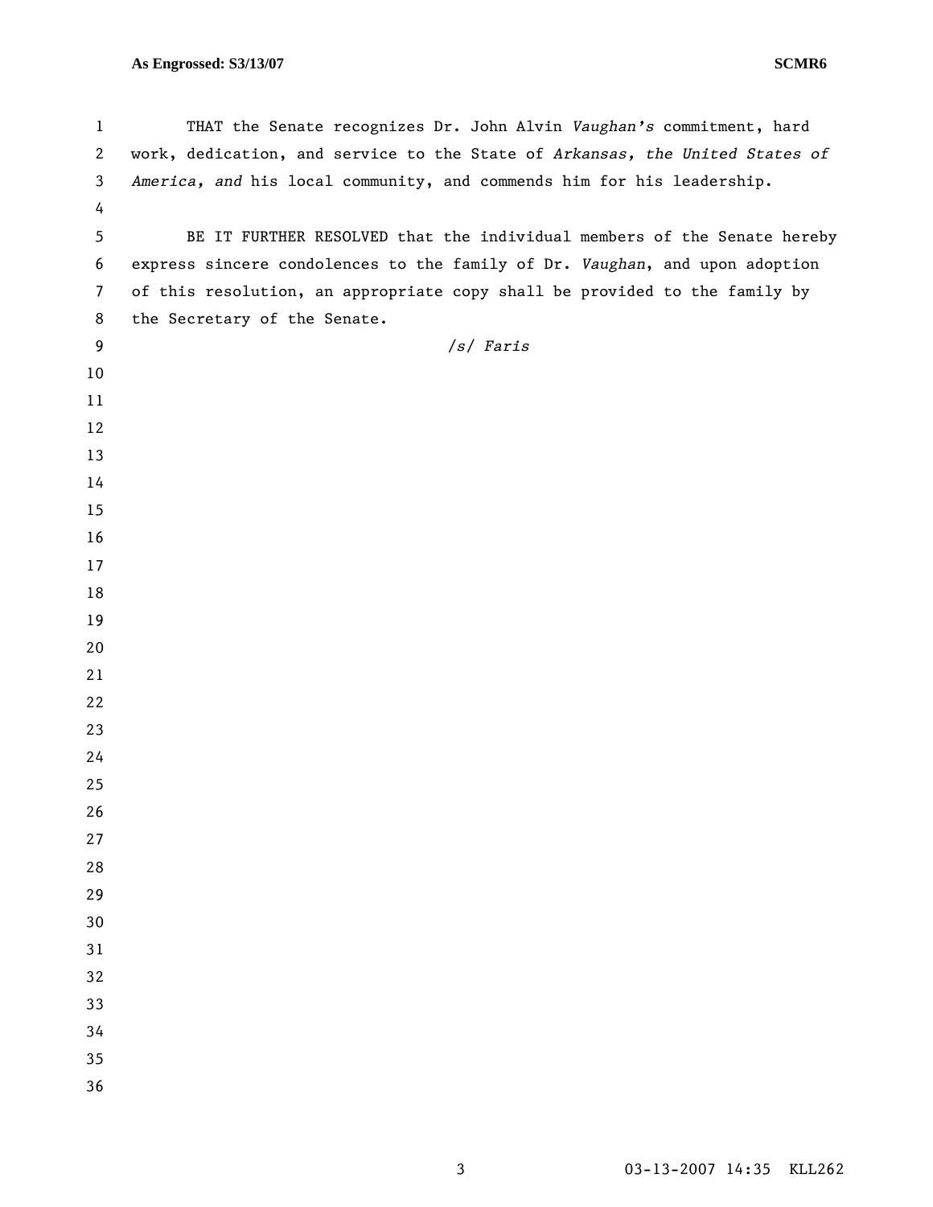THAT the Senate recognizes Dr. John Alvin *Vaughan's* commitment, hard work, dedication, and service to the State of *Arkansas, the United States of America, and* his local community, and commends him for his leadership.

BE IT FURTHER RESOLVED that the individual members of the Senate hereby express sincere condolences to the family of Dr. *Vaughan*, and upon adoption of this resolution, an appropriate copy shall be provided to the family by the Secretary of the Senate.

*/s/ Faris*